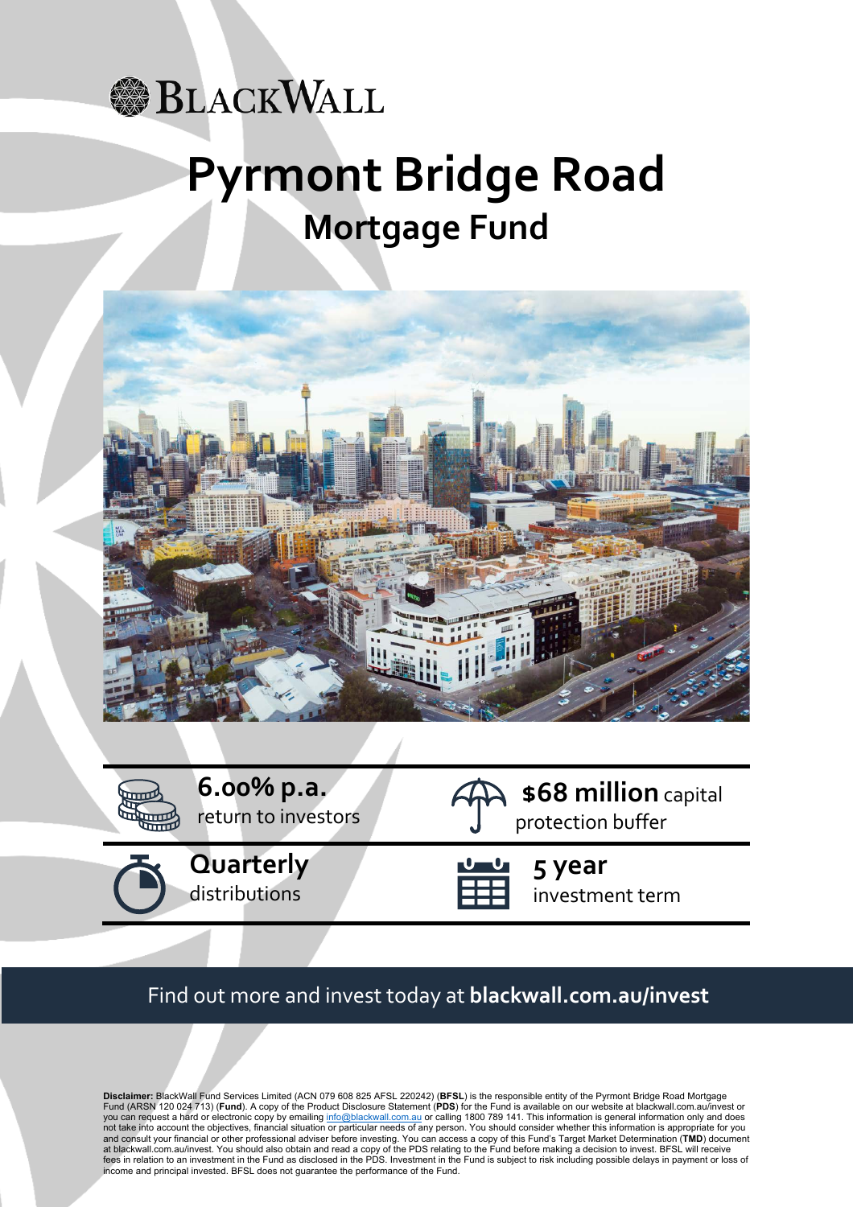BLACKWALL

# Pyrmont Bridge Road

## Mortgage Fund

**6.00% p.a.** return to investors

**$68 million** capital protection buffer

**Quarterly** distributions

**5 year** investment term

Find out more and invest today at **blackwall.com.au/invest**

**Disclaimer:** BlackWall Fund Services Limited (ACN 079 608 825 AFSL 220242) (**BFSL**) is the responsible entity of the Pyrmont Bridge Road Mortgage Fund (ARSN 120 024 713) (**Fund**). A copy of the Product Disclosure Statement (**PDS**) for the Fund is available on our website at blackwall.com.au/invest or you can request a hard or electronic copy by emailing info@blackwall.com.au or calling 1800 789 141. This information is general information only and does not take into account the objectives, financial situation or particular needs of any person. You should consider whether this information is appropriate for you and consult your financial or other professional adviser before investing. You can access a copy of this Fund's Target Market Determination (**TMD**) document at blackwall.com.au/invest. You should also obtain and read a copy of the PDS relating to the Fund before making a decision to invest. BFSL will receive fees in relation to an investment in the Fund as disclosed in the PDS. Investment in the Fund is subject to risk including possible delays in payment or loss of income and principal invested. BFSL does not guarantee the performance of the Fund.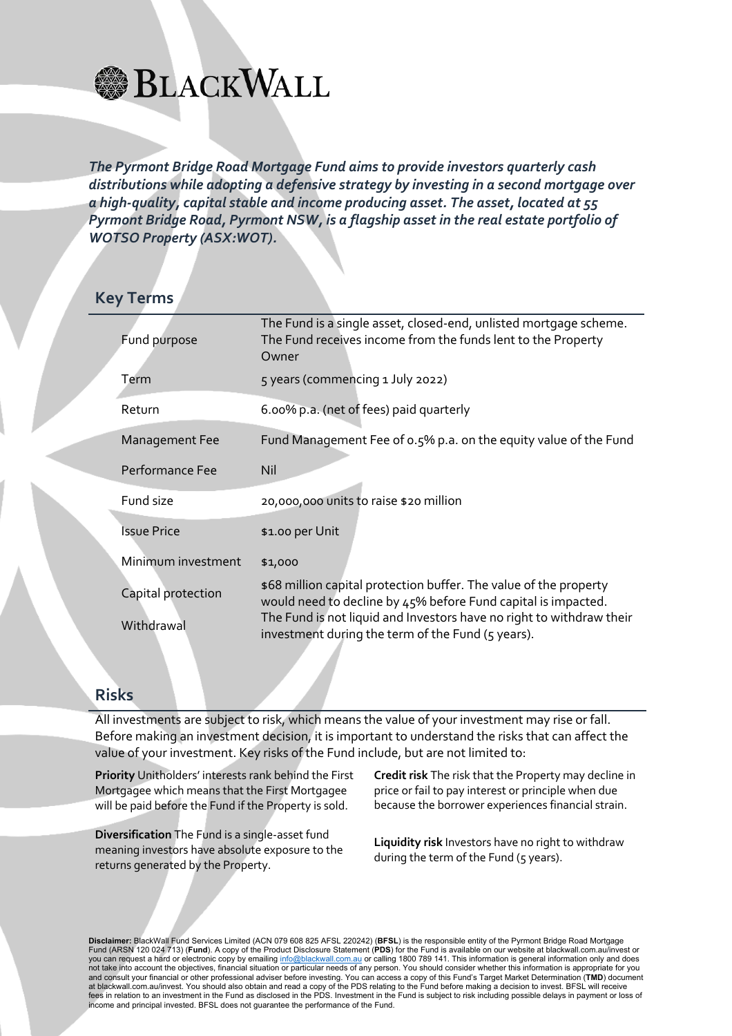# BLACKWALL

***The Pyrmont Bridge Road Mortgage Fund aims to provide investors quarterly cash distributions while adopting a defensive strategy by investing in a second mortgage over a high-quality, capital stable and income producing asset. The asset, located at 55 Pyrmont Bridge Road, Pyrmont NSW, is a flagship asset in the real estate portfolio of WOTSO Property (ASX:WOT).***

## Key Terms

| | |
|---|---|
| Fund purpose | The Fund is a single asset, closed-end, unlisted mortgage scheme. The Fund receives income from the funds lent to the Property Owner |
| Term | 5 years (commencing 1 July 2022) |
| Return | 6.00% p.a. (net of fees) paid quarterly |
| Management Fee | Fund Management Fee of 0.5% p.a. on the equity value of the Fund |
| Performance Fee | Nil |
| Fund size | 20,000,000 units to raise $20 million |
| Issue Price | $1.00 per Unit |
| Minimum investment | $1,000 |
| Capital protection | $68 million capital protection buffer. The value of the property would need to decline by 45% before Fund capital is impacted. |
| Withdrawal | The Fund is not liquid and Investors have no right to withdraw their investment during the term of the Fund (5 years). |

## Risks

All investments are subject to risk, which means the value of your investment may rise or fall. Before making an investment decision, it is important to understand the risks that can affect the value of your investment. Key risks of the Fund include, but are not limited to:

**Priority** Unitholders' interests rank behind the First Mortgagee which means that the First Mortgagee will be paid before the Fund if the Property is sold.

**Diversification** The Fund is a single-asset fund meaning investors have absolute exposure to the returns generated by the Property.

**Credit risk** The risk that the Property may decline in price or fail to pay interest or principle when due because the borrower experiences financial strain.

**Liquidity risk** Investors have no right to withdraw during the term of the Fund (5 years).

**Disclaimer:** BlackWall Fund Services Limited (ACN 079 608 825 AFSL 220242) (**BFSL**) is the responsible entity of the Pyrmont Bridge Road Mortgage Fund (ARSN 120 024 713) (**Fund**). A copy of the Product Disclosure Statement (**PDS**) for the Fund is available on our website at blackwall.com.au/invest or you can request a hard or electronic copy by emailing info@blackwall.com.au or calling 1800 789 141. This information is general information only and does not take into account the objectives, financial situation or particular needs of any person. You should consider whether this information is appropriate for you and consult your financial or other professional adviser before investing. You can access a copy of this Fund's Target Market Determination (**TMD**) document at blackwall.com.au/invest. You should also obtain and read a copy of the PDS relating to the Fund before making a decision to invest. BFSL will receive fees in relation to an investment in the Fund as disclosed in the PDS. Investment in the Fund is subject to risk including possible delays in payment or loss of income and principal invested. BFSL does not guarantee the performance of the Fund.